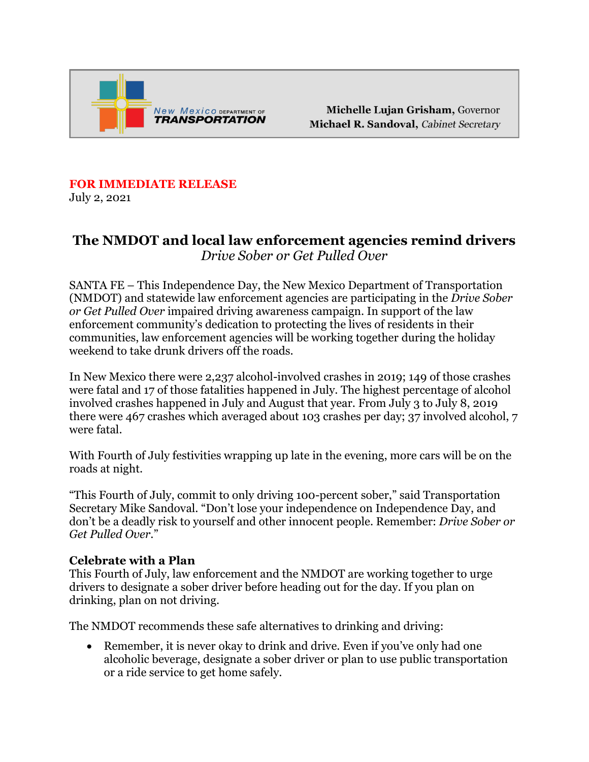New Mexico DEPARTMENT OF TRANSPORTATION

**Michelle Lujan Grisham**, Governor
**Michael R. Sandoval**, *Cabinet Secretary*

**FOR IMMEDIATE RELEASE**
July 2, 2021

# The NMDOT and local law enforcement agencies remind drivers
*Drive Sober or Get Pulled Over*

SANTA FE – This Independence Day, the New Mexico Department of Transportation (NMDOT) and statewide law enforcement agencies are participating in the *Drive Sober or Get Pulled Over* impaired driving awareness campaign. In support of the law enforcement community's dedication to protecting the lives of residents in their communities, law enforcement agencies will be working together during the holiday weekend to take drunk drivers off the roads.

In New Mexico there were 2,237 alcohol-involved crashes in 2019; 149 of those crashes were fatal and 17 of those fatalities happened in July. The highest percentage of alcohol involved crashes happened in July and August that year. From July 3 to July 8, 2019 there were 467 crashes which averaged about 103 crashes per day; 37 involved alcohol, 7 were fatal.

With Fourth of July festivities wrapping up late in the evening, more cars will be on the roads at night.

"This Fourth of July, commit to only driving 100-percent sober," said Transportation Secretary Mike Sandoval. "Don't lose your independence on Independence Day, and don't be a deadly risk to yourself and other innocent people. Remember: *Drive Sober or Get Pulled Over*."

**Celebrate with a Plan**
This Fourth of July, law enforcement and the NMDOT are working together to urge drivers to designate a sober driver before heading out for the day. If you plan on drinking, plan on not driving.

The NMDOT recommends these safe alternatives to drinking and driving:

- Remember, it is never okay to drink and drive. Even if you've only had one alcoholic beverage, designate a sober driver or plan to use public transportation or a ride service to get home safely.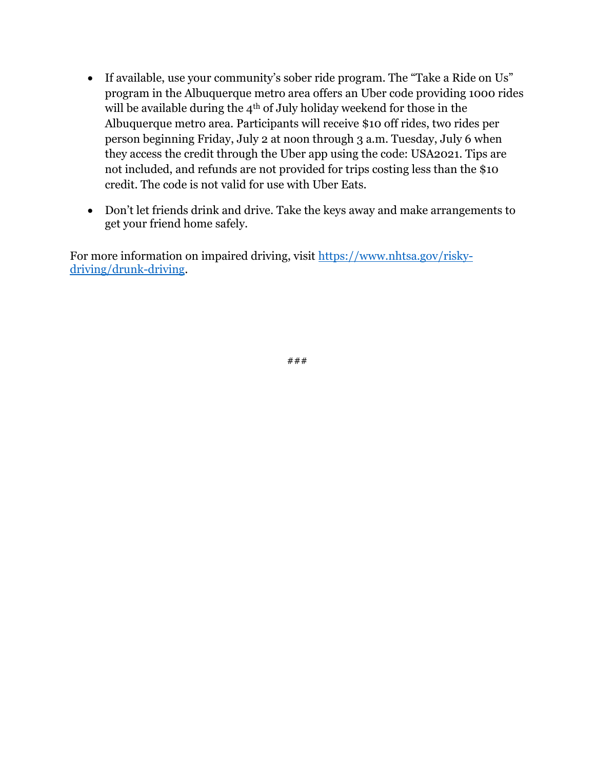- If available, use your community's sober ride program. The "Take a Ride on Us" program in the Albuquerque metro area offers an Uber code providing 1000 rides will be available during the 4th of July holiday weekend for those in the Albuquerque metro area. Participants will receive $10 off rides, two rides per person beginning Friday, July 2 at noon through 3 a.m. Tuesday, July 6 when they access the credit through the Uber app using the code: USA2021. Tips are not included, and refunds are not provided for trips costing less than the $10 credit. The code is not valid for use with Uber Eats.

- Don't let friends drink and drive. Take the keys away and make arrangements to get your friend home safely.

For more information on impaired driving, visit [https://www.nhtsa.gov/risky-driving/drunk-driving](https://www.nhtsa.gov/risky-driving/drunk-driving).

###